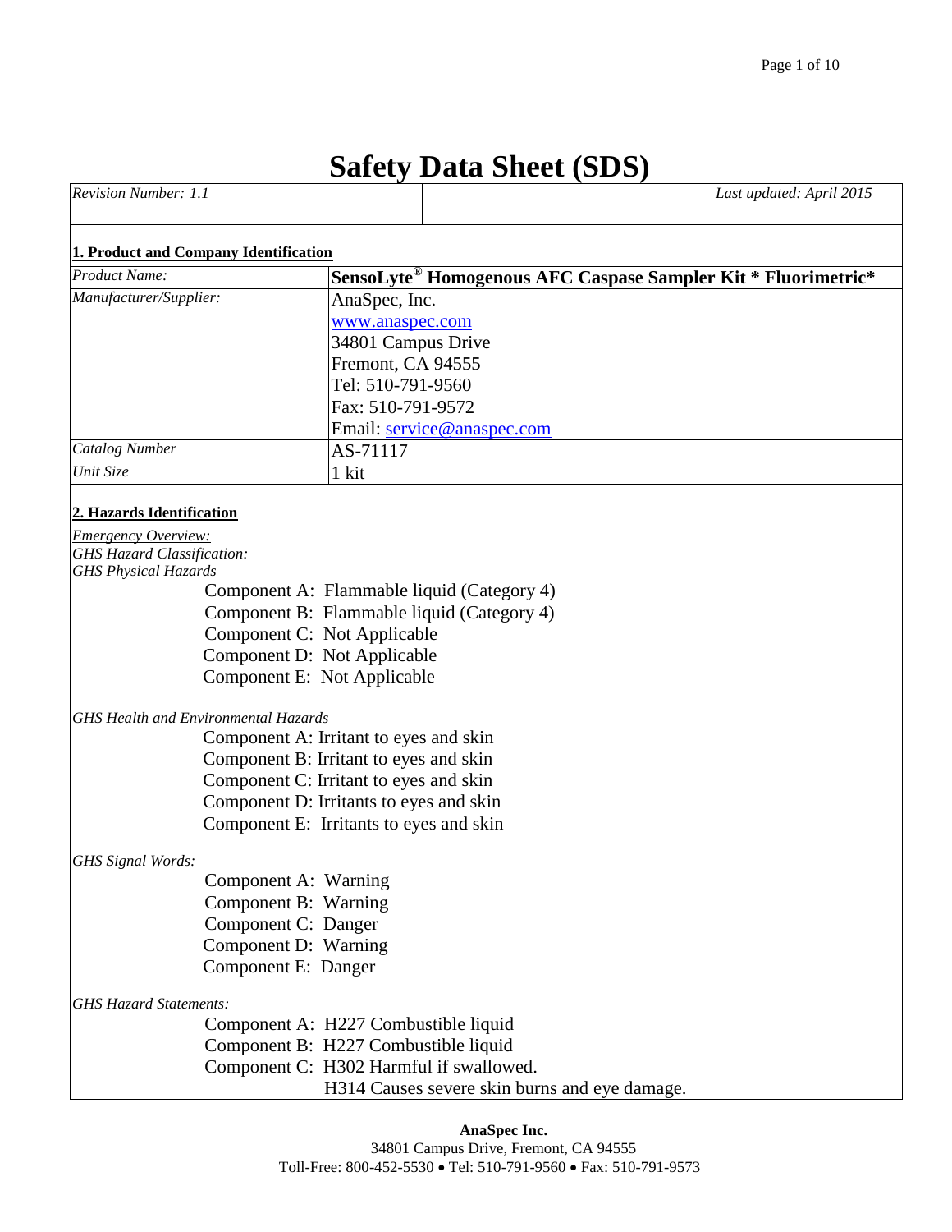# Safety Data Sheet (SDS)

| *Revision Number: 1.1* | *Last updated: April 2015* |
|---|---|

## 1. Product and Company Identification

| | |
|---|---|
| *Product Name:* | **SensoLyte® Homogenous AFC Caspase Sampler Kit * Fluorimetric*** |
| *Manufacturer/Supplier:* | AnaSpec, Inc.<br>www.anaspec.com<br>34801 Campus Drive<br>Fremont, CA 94555<br>Tel: 510-791-9560<br>Fax: 510-791-9572<br>Email: service@anaspec.com |
| *Catalog Number* | AS-71117 |
| *Unit Size* | 1 kit |

## 2. Hazards Identification

*Emergency Overview:*

*GHS Hazard Classification:*

*GHS Physical Hazards*

Component A: Flammable liquid (Category 4)
Component B: Flammable liquid (Category 4)
Component C: Not Applicable
Component D: Not Applicable
Component E: Not Applicable

*GHS Health and Environmental Hazards*

Component A: Irritant to eyes and skin
Component B: Irritant to eyes and skin
Component C: Irritant to eyes and skin
Component D: Irritants to eyes and skin
Component E: Irritants to eyes and skin

*GHS Signal Words:*

Component A: Warning
Component B: Warning
Component C: Danger
Component D: Warning
Component E: Danger

*GHS Hazard Statements:*

Component A: H227 Combustible liquid
Component B: H227 Combustible liquid
Component C: H302 Harmful if swallowed.
H314 Causes severe skin burns and eye damage.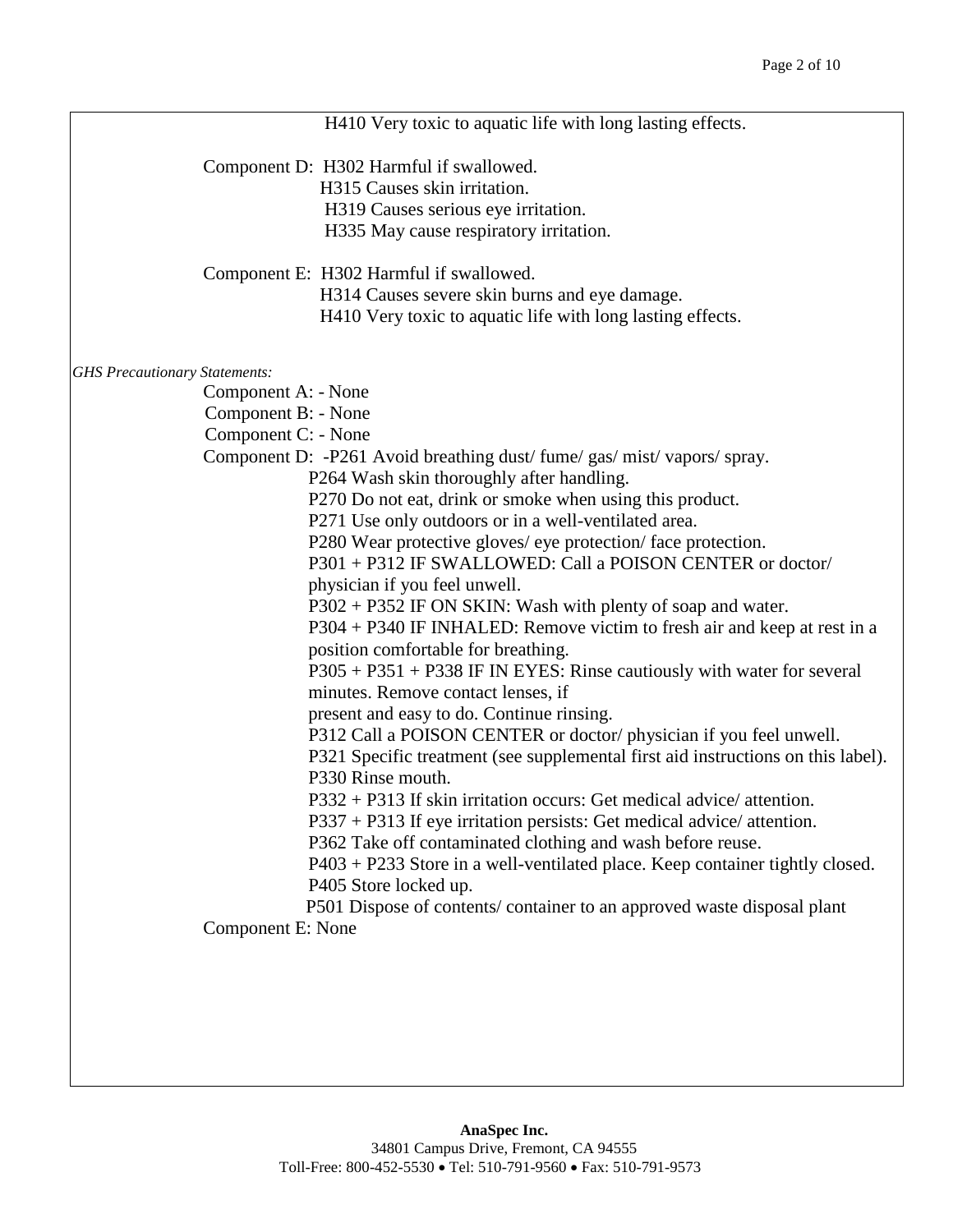H410 Very toxic to aquatic life with long lasting effects.

Component D: H302 Harmful if swallowed.
H315 Causes skin irritation.
H319 Causes serious eye irritation.
H335 May cause respiratory irritation.

Component E: H302 Harmful if swallowed.
H314 Causes severe skin burns and eye damage.
H410 Very toxic to aquatic life with long lasting effects.

*GHS Precautionary Statements:*

Component A: - None
Component B: - None
Component C: - None
Component D: -P261 Avoid breathing dust/ fume/ gas/ mist/ vapors/ spray.
P264 Wash skin thoroughly after handling.
P270 Do not eat, drink or smoke when using this product.
P271 Use only outdoors or in a well-ventilated area.
P280 Wear protective gloves/ eye protection/ face protection.
P301 + P312 IF SWALLOWED: Call a POISON CENTER or doctor/ physician if you feel unwell.
P302 + P352 IF ON SKIN: Wash with plenty of soap and water.
P304 + P340 IF INHALED: Remove victim to fresh air and keep at rest in a position comfortable for breathing.
P305 + P351 + P338 IF IN EYES: Rinse cautiously with water for several minutes. Remove contact lenses, if present and easy to do. Continue rinsing.
P312 Call a POISON CENTER or doctor/ physician if you feel unwell.
P321 Specific treatment (see supplemental first aid instructions on this label).
P330 Rinse mouth.
P332 + P313 If skin irritation occurs: Get medical advice/ attention.
P337 + P313 If eye irritation persists: Get medical advice/ attention.
P362 Take off contaminated clothing and wash before reuse.
P403 + P233 Store in a well-ventilated place. Keep container tightly closed.
P405 Store locked up.
P501 Dispose of contents/ container to an approved waste disposal plant
Component E: None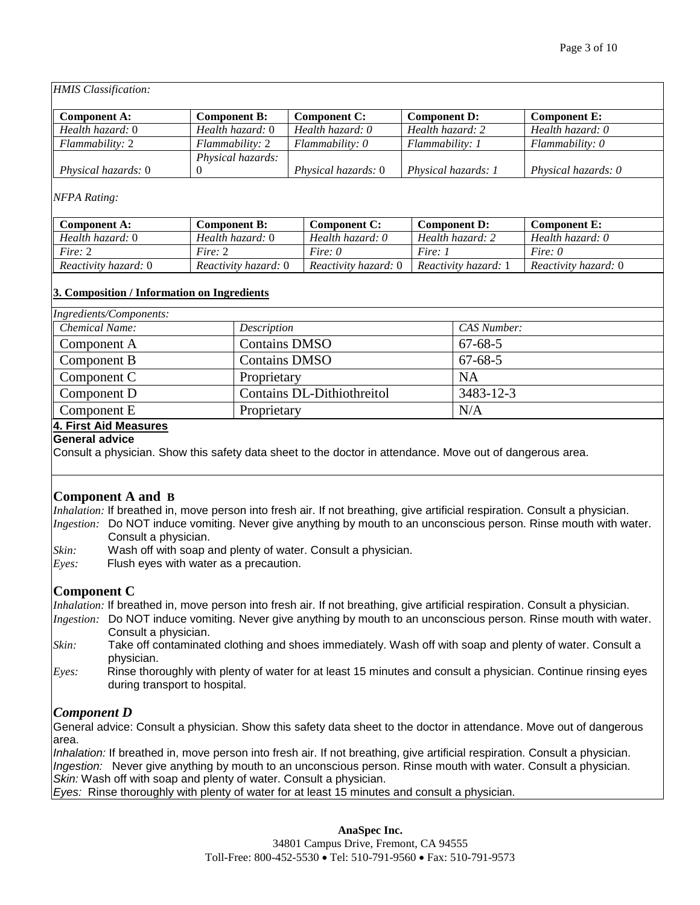*HMIS Classification:*

| Component A: | Component B: | Component C: | Component D: | Component E: |
|---|---|---|---|---|
| *Health hazard:* 0 | *Health hazard:* 0 | *Health hazard: 0* | *Health hazard: 2* | *Health hazard: 0* |
| *Flammability:* 2 | *Flammability:* 2 | *Flammability: 0* | *Flammability: 1* | *Flammability: 0* |
| *Physical hazards:* 0 | *Physical hazards:* 0 | *Physical hazards:* 0 | *Physical hazards: 1* | *Physical hazards: 0* |

*NFPA Rating:*

| Component A: | Component B: | Component C: | Component D: | Component E: |
|---|---|---|---|---|
| *Health hazard:* 0 | *Health hazard:* 0 | *Health hazard: 0* | *Health hazard: 2* | *Health hazard: 0* |
| *Fire:* 2 | *Fire:* 2 | *Fire: 0* | *Fire: 1* | *Fire: 0* |
| *Reactivity hazard:* 0 | *Reactivity hazard:* 0 | *Reactivity hazard:* 0 | *Reactivity hazard:* 1 | *Reactivity hazard:* 0 |

## 3. Composition / Information on Ingredients

*Ingredients/Components:*

| *Chemical Name:* | *Description* | *CAS Number:* |
|---|---|---|
| Component A | Contains DMSO | 67-68-5 |
| Component B | Contains DMSO | 67-68-5 |
| Component C | Proprietary | NA |
| Component D | Contains DL-Dithiothreitol | 3483-12-3 |
| Component E | Proprietary | N/A |

## 4. First Aid Measures

**General advice**

Consult a physician. Show this safety data sheet to the doctor in attendance. Move out of dangerous area.

### Component A and B

*Inhalation:* If breathed in, move person into fresh air. If not breathing, give artificial respiration. Consult a physician.

*Ingestion:* Do NOT induce vomiting. Never give anything by mouth to an unconscious person. Rinse mouth with water. Consult a physician.

*Skin:* Wash off with soap and plenty of water. Consult a physician.

*Eyes:* Flush eyes with water as a precaution.

### Component C

*Inhalation:* If breathed in, move person into fresh air. If not breathing, give artificial respiration. Consult a physician.

*Ingestion:* Do NOT induce vomiting. Never give anything by mouth to an unconscious person. Rinse mouth with water. Consult a physician.

*Skin:* Take off contaminated clothing and shoes immediately. Wash off with soap and plenty of water. Consult a physician.

*Eyes:* Rinse thoroughly with plenty of water for at least 15 minutes and consult a physician. Continue rinsing eyes during transport to hospital.

### *Component D*

General advice: Consult a physician. Show this safety data sheet to the doctor in attendance. Move out of dangerous area.

*Inhalation:* If breathed in, move person into fresh air. If not breathing, give artificial respiration. Consult a physician.

*Ingestion:* Never give anything by mouth to an unconscious person. Rinse mouth with water. Consult a physician.

*Skin:* Wash off with soap and plenty of water. Consult a physician.

*Eyes:* Rinse thoroughly with plenty of water for at least 15 minutes and consult a physician.

**AnaSpec Inc.**
34801 Campus Drive, Fremont, CA 94555
Toll-Free: 800-452-5530 • Tel: 510-791-9560 • Fax: 510-791-9573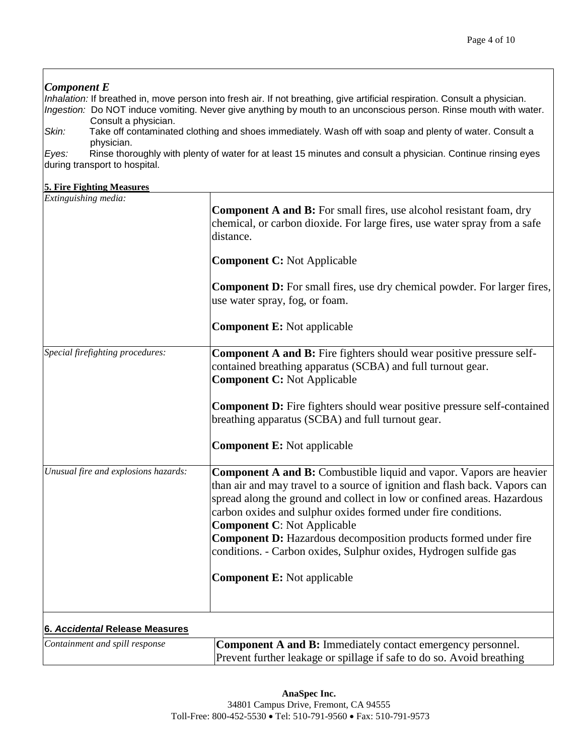### *Component E*

*Inhalation:* If breathed in, move person into fresh air. If not breathing, give artificial respiration. Consult a physician.
*Ingestion:* Do NOT induce vomiting. Never give anything by mouth to an unconscious person. Rinse mouth with water. Consult a physician.
*Skin:* Take off contaminated clothing and shoes immediately. Wash off with soap and plenty of water. Consult a physician.
*Eyes:* Rinse thoroughly with plenty of water for at least 15 minutes and consult a physician. Continue rinsing eyes during transport to hospital.

## 5. Fire Fighting Measures

| | |
|---|---|
| *Extinguishing media:* | **Component A and B:** For small fires, use alcohol resistant foam, dry chemical, or carbon dioxide. For large fires, use water spray from a safe distance.<br><br>**Component C:** Not Applicable<br><br>**Component D:** For small fires, use dry chemical powder. For larger fires, use water spray, fog, or foam.<br><br>**Component E:** Not applicable |
| *Special firefighting procedures:* | **Component A and B:** Fire fighters should wear positive pressure self-contained breathing apparatus (SCBA) and full turnout gear.<br>**Component C:** Not Applicable<br><br>**Component D:** Fire fighters should wear positive pressure self-contained breathing apparatus (SCBA) and full turnout gear.<br><br>**Component E:** Not applicable |
| *Unusual fire and explosions hazards:* | **Component A and B:** Combustible liquid and vapor. Vapors are heavier than air and may travel to a source of ignition and flash back. Vapors can spread along the ground and collect in low or confined areas. Hazardous carbon oxides and sulphur oxides formed under fire conditions.<br>**Component C**: Not Applicable<br>**Component D:** Hazardous decomposition products formed under fire conditions. - Carbon oxides, Sulphur oxides, Hydrogen sulfide gas<br><br>**Component E:** Not applicable |

## 6. *Accidental* Release Measures

| | |
|---|---|
| *Containment and spill response* | **Component A and B:** Immediately contact emergency personnel. Prevent further leakage or spillage if safe to do so. Avoid breathing |

**AnaSpec Inc.**
34801 Campus Drive, Fremont, CA 94555
Toll-Free: 800-452-5530 • Tel: 510-791-9560 • Fax: 510-791-9573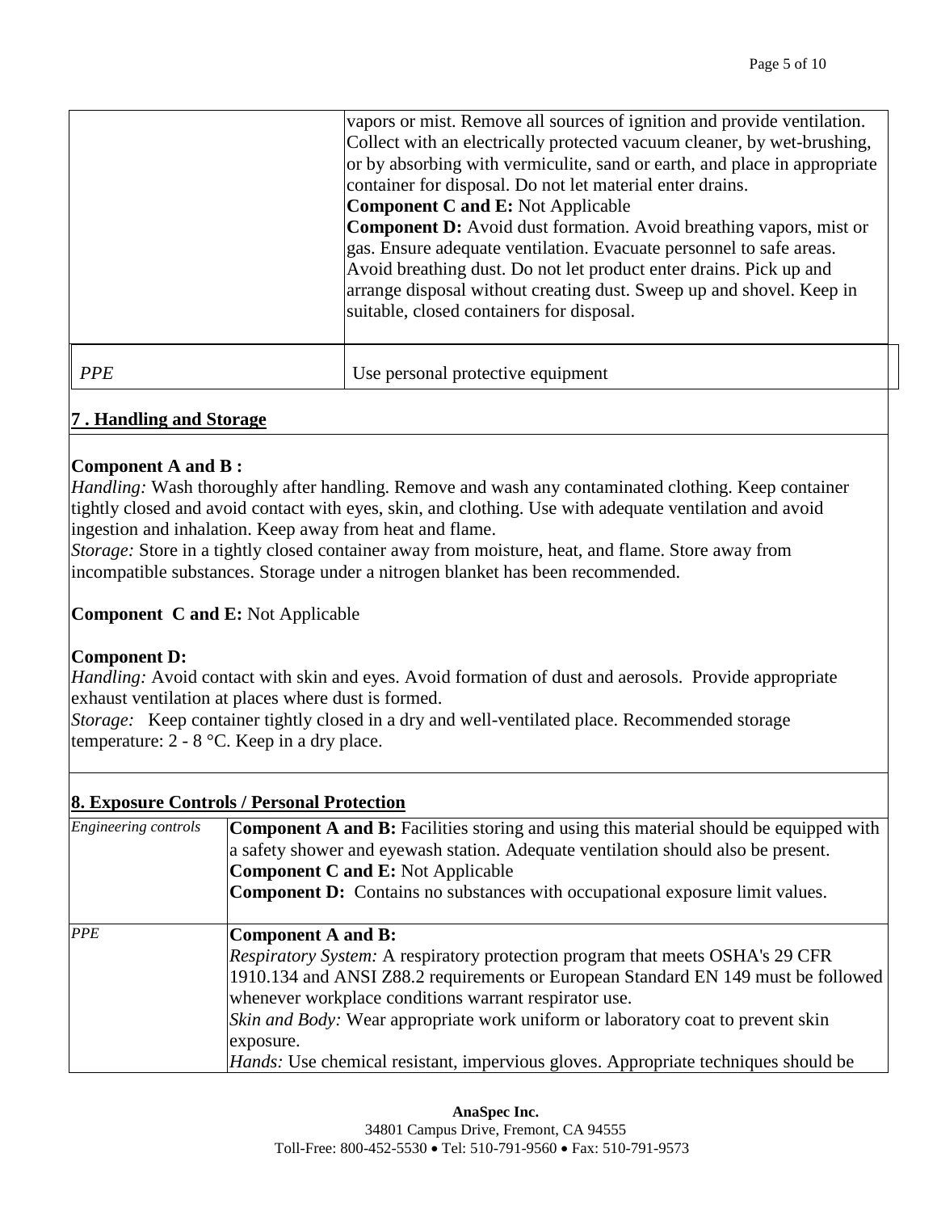| | |
|---|---|
| | vapors or mist. Remove all sources of ignition and provide ventilation. Collect with an electrically protected vacuum cleaner, by wet-brushing, or by absorbing with vermiculite, sand or earth, and place in appropriate container for disposal. Do not let material enter drains.<br>**Component C and E:** Not Applicable<br>**Component D:** Avoid dust formation. Avoid breathing vapors, mist or gas. Ensure adequate ventilation. Evacuate personnel to safe areas. Avoid breathing dust. Do not let product enter drains. Pick up and arrange disposal without creating dust. Sweep up and shovel. Keep in suitable, closed containers for disposal. |
| *PPE* | Use personal protective equipment |

## 7 . Handling and Storage

**Component A and B :**

*Handling:* Wash thoroughly after handling. Remove and wash any contaminated clothing. Keep container tightly closed and avoid contact with eyes, skin, and clothing. Use with adequate ventilation and avoid ingestion and inhalation. Keep away from heat and flame.

*Storage:* Store in a tightly closed container away from moisture, heat, and flame. Store away from incompatible substances. Storage under a nitrogen blanket has been recommended.

**Component C and E:** Not Applicable

**Component D:**

*Handling:* Avoid contact with skin and eyes. Avoid formation of dust and aerosols. Provide appropriate exhaust ventilation at places where dust is formed.

*Storage:* Keep container tightly closed in a dry and well-ventilated place. Recommended storage temperature: 2 - 8 °C. Keep in a dry place.

## 8. Exposure Controls / Personal Protection

| | |
|---|---|
| *Engineering controls* | **Component A and B:** Facilities storing and using this material should be equipped with a safety shower and eyewash station. Adequate ventilation should also be present.<br>**Component C and E:** Not Applicable<br>**Component D:** Contains no substances with occupational exposure limit values. |
| *PPE* | **Component A and B:**<br>*Respiratory System:* A respiratory protection program that meets OSHA's 29 CFR 1910.134 and ANSI Z88.2 requirements or European Standard EN 149 must be followed whenever workplace conditions warrant respirator use.<br>*Skin and Body:* Wear appropriate work uniform or laboratory coat to prevent skin exposure.<br>*Hands:* Use chemical resistant, impervious gloves. Appropriate techniques should be |

**AnaSpec Inc.**
34801 Campus Drive, Fremont, CA 94555
Toll-Free: 800-452-5530 • Tel: 510-791-9560 • Fax: 510-791-9573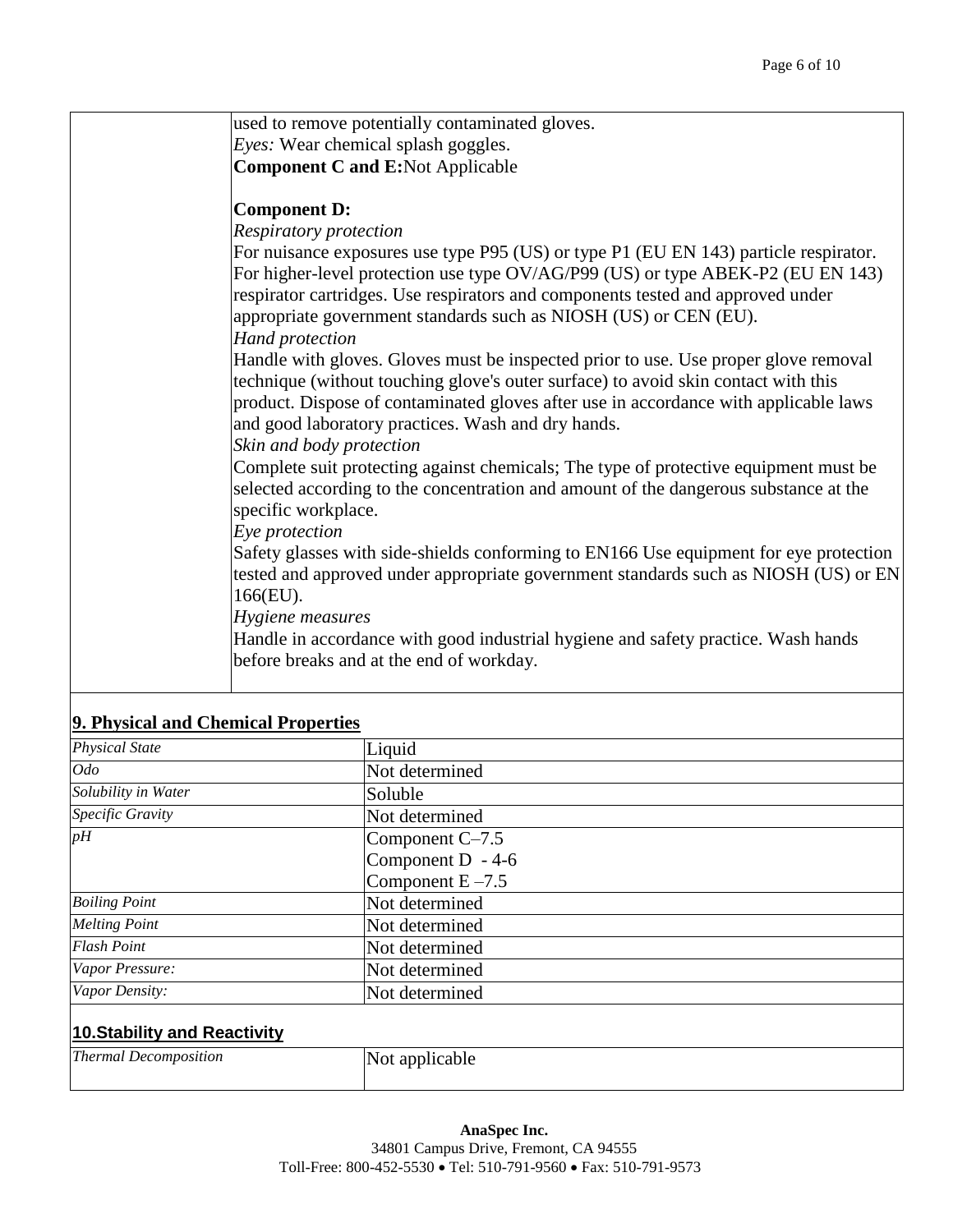| | used to remove potentially contaminated gloves.<br>*Eyes:* Wear chemical splash goggles.<br>**Component C and E:**Not Applicable<br><br>**Component D:**<br>*Respiratory protection*<br>For nuisance exposures use type P95 (US) or type P1 (EU EN 143) particle respirator. For higher-level protection use type OV/AG/P99 (US) or type ABEK-P2 (EU EN 143) respirator cartridges. Use respirators and components tested and approved under appropriate government standards such as NIOSH (US) or CEN (EU).<br>*Hand protection*<br>Handle with gloves. Gloves must be inspected prior to use. Use proper glove removal technique (without touching glove's outer surface) to avoid skin contact with this product. Dispose of contaminated gloves after use in accordance with applicable laws and good laboratory practices. Wash and dry hands.<br>*Skin and body protection*<br>Complete suit protecting against chemicals; The type of protective equipment must be selected according to the concentration and amount of the dangerous substance at the specific workplace.<br>*Eye protection*<br>Safety glasses with side-shields conforming to EN166 Use equipment for eye protection tested and approved under appropriate government standards such as NIOSH (US) or EN 166(EU).<br>*Hygiene measures*<br>Handle in accordance with good industrial hygiene and safety practice. Wash hands before breaks and at the end of workday. |
|---|---|

## 9. Physical and Chemical Properties

| | |
|---|---|
| *Physical State* | Liquid |
| *Odo* | Not determined |
| *Solubility in Water* | Soluble |
| *Specific Gravity* | Not determined |
| *pH* | Component C–7.5<br>Component D - 4-6<br>Component E –7.5 |
| *Boiling Point* | Not determined |
| *Melting Point* | Not determined |
| *Flash Point* | Not determined |
| *Vapor Pressure:* | Not determined |
| *Vapor Density:* | Not determined |

## 10.Stability and Reactivity

| | |
|---|---|
| *Thermal Decomposition* | Not applicable |

**AnaSpec Inc.**
34801 Campus Drive, Fremont, CA 94555
Toll-Free: 800-452-5530 • Tel: 510-791-9560 • Fax: 510-791-9573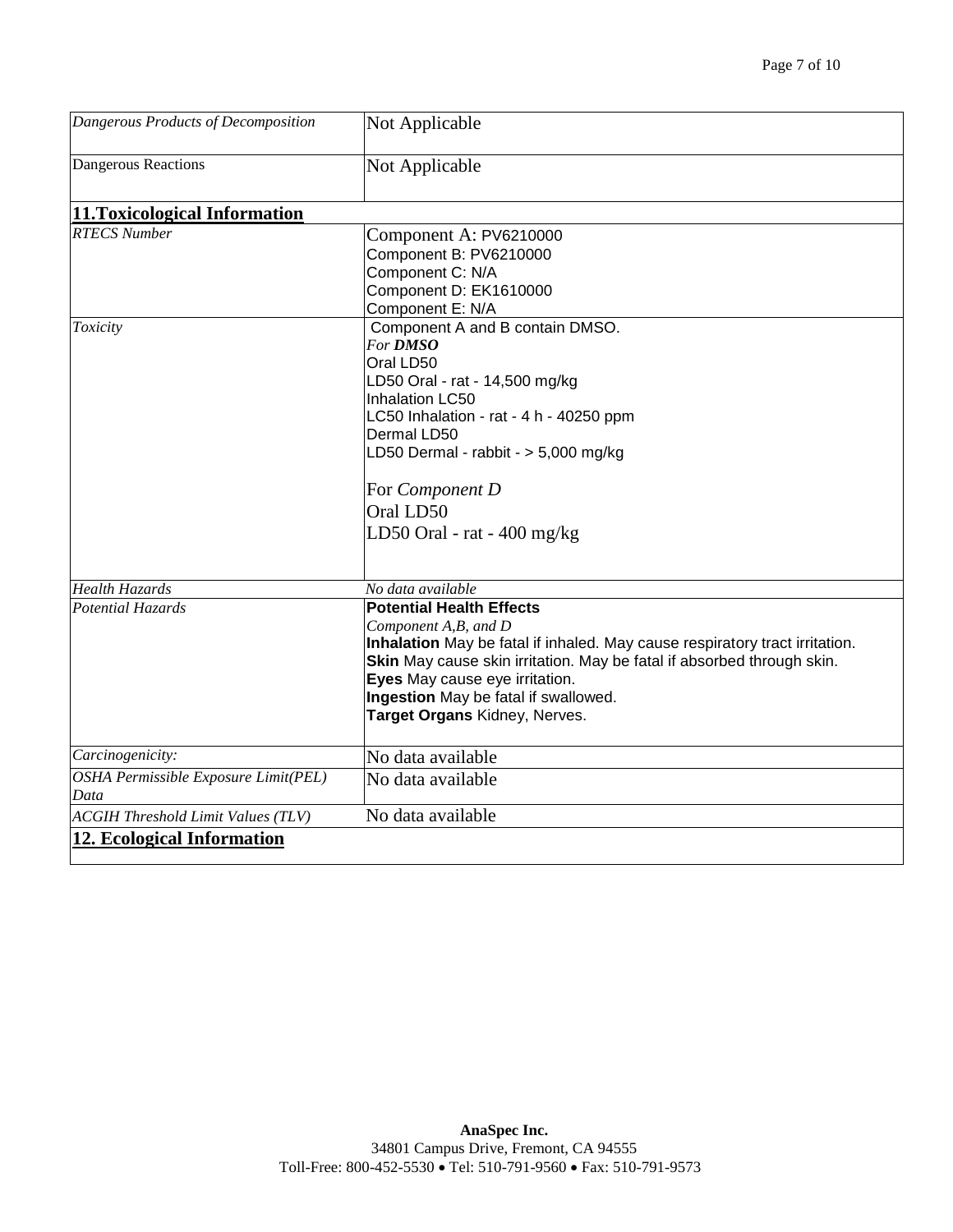| | |
|---|---|
| *Dangerous Products of Decomposition* | Not Applicable |
| Dangerous Reactions | Not Applicable |

## 11.Toxicological Information

| | |
|---|---|
| *RTECS Number* | Component A: PV6210000<br>Component B: PV6210000<br>Component C: N/A<br>Component D: EK1610000<br>Component E: N/A |
| *Toxicity* | Component A and B contain DMSO.<br>*For **DMSO***<br>Oral LD50<br>LD50 Oral - rat - 14,500 mg/kg<br>Inhalation LC50<br>LC50 Inhalation - rat - 4 h - 40250 ppm<br>Dermal LD50<br>LD50 Dermal - rabbit - > 5,000 mg/kg<br><br>For *Component D*<br>Oral LD50<br>LD50 Oral - rat - 400 mg/kg |
| *Health Hazards* | *No data available* |
| *Potential Hazards* | **Potential Health Effects**<br>*Component A,B, and D*<br>**Inhalation** May be fatal if inhaled. May cause respiratory tract irritation.<br>**Skin** May cause skin irritation. May be fatal if absorbed through skin.<br>**Eyes** May cause eye irritation.<br>**Ingestion** May be fatal if swallowed.<br>**Target Organs** Kidney, Nerves. |
| *Carcinogenicity:* | No data available |
| *OSHA Permissible Exposure Limit(PEL) Data* | No data available |
| *ACGIH Threshold Limit Values (TLV)* | No data available |

## 12. Ecological Information

**AnaSpec Inc.**
34801 Campus Drive, Fremont, CA 94555
Toll-Free: 800-452-5530 • Tel: 510-791-9560 • Fax: 510-791-9573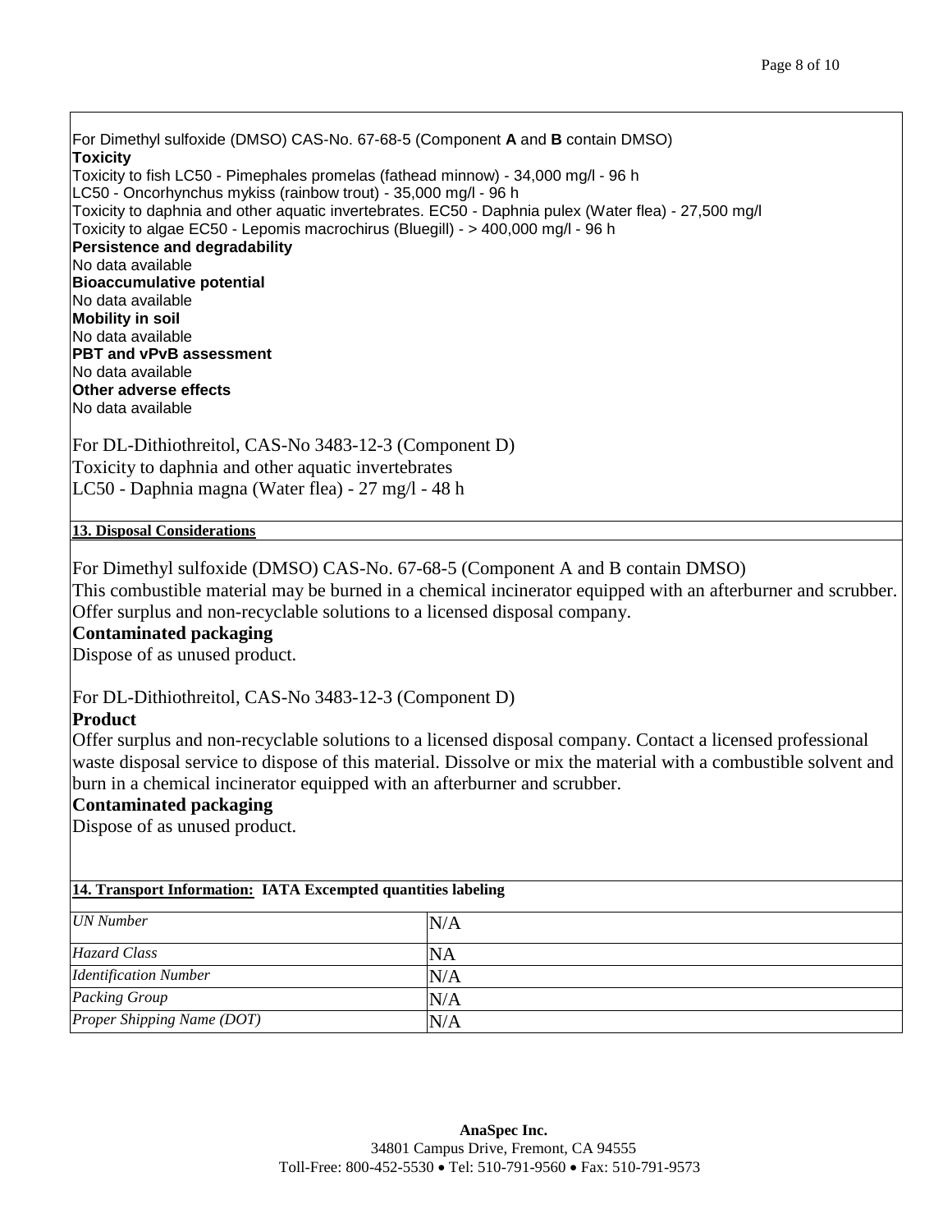For Dimethyl sulfoxide (DMSO) CAS-No. 67-68-5 (Component **A** and **B** contain DMSO)

**Toxicity**

Toxicity to fish LC50 - Pimephales promelas (fathead minnow) - 34,000 mg/l - 96 h
LC50 - Oncorhynchus mykiss (rainbow trout) - 35,000 mg/l - 96 h
Toxicity to daphnia and other aquatic invertebrates. EC50 - Daphnia pulex (Water flea) - 27,500 mg/l
Toxicity to algae EC50 - Lepomis macrochirus (Bluegill) - > 400,000 mg/l - 96 h

**Persistence and degradability**

No data available

**Bioaccumulative potential**

No data available

**Mobility in soil**

No data available

**PBT and vPvB assessment**

No data available

**Other adverse effects**

No data available

For DL-Dithiothreitol, CAS-No 3483-12-3 (Component D)
Toxicity to daphnia and other aquatic invertebrates
LC50 - Daphnia magna (Water flea) - 27 mg/l - 48 h

## 13. Disposal Considerations

For Dimethyl sulfoxide (DMSO) CAS-No. 67-68-5 (Component A and B contain DMSO)
This combustible material may be burned in a chemical incinerator equipped with an afterburner and scrubber. Offer surplus and non-recyclable solutions to a licensed disposal company.

**Contaminated packaging**

Dispose of as unused product.

For DL-Dithiothreitol, CAS-No 3483-12-3 (Component D)

**Product**

Offer surplus and non-recyclable solutions to a licensed disposal company. Contact a licensed professional waste disposal service to dispose of this material. Dissolve or mix the material with a combustible solvent and burn in a chemical incinerator equipped with an afterburner and scrubber.

**Contaminated packaging**

Dispose of as unused product.

## 14. Transport Information: IATA Excempted quantities labeling

| | |
|---|---|
| *UN Number* | N/A |
| *Hazard Class* | NA |
| *Identification Number* | N/A |
| *Packing Group* | N/A |
| *Proper Shipping Name (DOT)* | N/A |

**AnaSpec Inc.**
34801 Campus Drive, Fremont, CA 94555
Toll-Free: 800-452-5530 • Tel: 510-791-9560 • Fax: 510-791-9573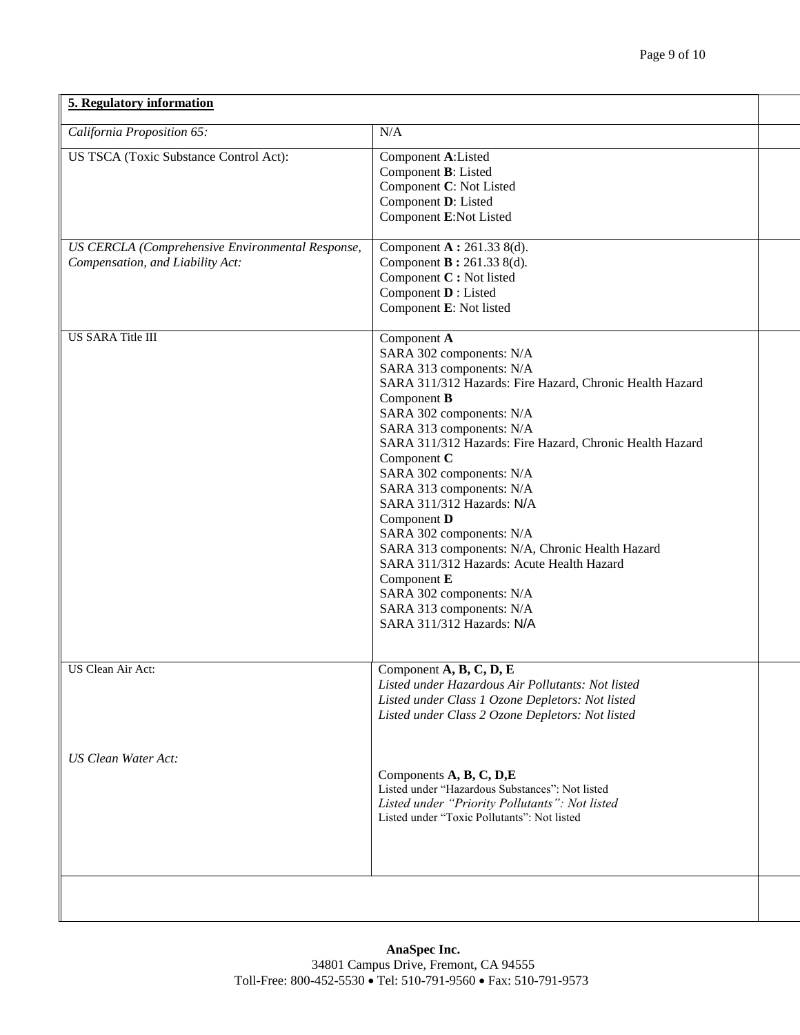| **5. Regulatory information** | |
|---|---|
| *California Proposition 65:* | N/A |
| US TSCA (Toxic Substance Control Act): | Component **A**:Listed<br>Component **B**: Listed<br>Component **C**: Not Listed<br>Component **D**: Listed<br>Component **E**:Not Listed |
| *US CERCLA (Comprehensive Environmental Response, Compensation, and Liability Act:* | Component **A :** 261.33 8(d).<br>Component **B :** 261.33 8(d).<br>Component **C :** Not listed<br>Component **D** : Listed<br>Component **E**: Not listed |
| US SARA Title III | Component **A**<br>SARA 302 components: N/A<br>SARA 313 components: N/A<br>SARA 311/312 Hazards: Fire Hazard, Chronic Health Hazard<br>Component **B**<br>SARA 302 components: N/A<br>SARA 313 components: N/A<br>SARA 311/312 Hazards: Fire Hazard, Chronic Health Hazard<br>Component **C**<br>SARA 302 components: N/A<br>SARA 313 components: N/A<br>SARA 311/312 Hazards: N/A<br>Component **D**<br>SARA 302 components: N/A<br>SARA 313 components: N/A, Chronic Health Hazard<br>SARA 311/312 Hazards: Acute Health Hazard<br>Component **E**<br>SARA 302 components: N/A<br>SARA 313 components: N/A<br>SARA 311/312 Hazards: N/A |
| US Clean Air Act: | Component **A, B, C, D, E**<br>*Listed under Hazardous Air Pollutants: Not listed*<br>*Listed under Class 1 Ozone Depletors: Not listed*<br>*Listed under Class 2 Ozone Depletors: Not listed* |
| *US Clean Water Act:* | Components **A, B, C, D,E**<br>Listed under "Hazardous Substances": Not listed<br>*Listed under "Priority Pollutants": Not listed*<br>Listed under "Toxic Pollutants": Not listed |

**AnaSpec Inc.**
34801 Campus Drive, Fremont, CA 94555
Toll-Free: 800-452-5530 • Tel: 510-791-9560 • Fax: 510-791-9573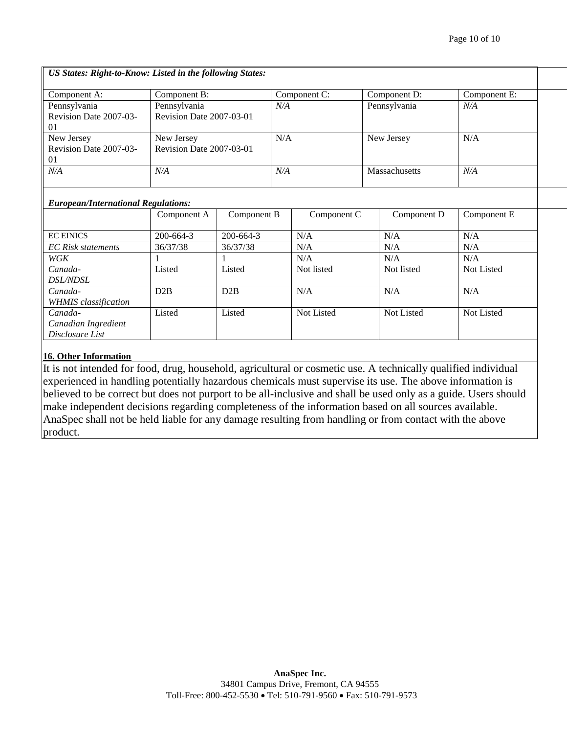***US States: Right-to-Know: Listed in the following States:***

| Component A: | Component B: | Component C: | Component D: | Component E: |
| --- | --- | --- | --- | --- |
| Pennsylvania Revision Date 2007-03-01 | Pennsylvania Revision Date 2007-03-01 | *N/A* | Pennsylvania | *N/A* |
| New Jersey Revision Date 2007-03-01 | New Jersey Revision Date 2007-03-01 | N/A | New Jersey | N/A |
| *N/A* | *N/A* | *N/A* | Massachusetts | *N/A* |

***European/International Regulations:***

| | Component A | Component B | Component C | Component D | Component E |
| --- | --- | --- | --- | --- | --- |
| EC EINICS | 200-664-3 | 200-664-3 | N/A | N/A | N/A |
| *EC Risk statements* | 36/37/38 | 36/37/38 | N/A | N/A | N/A |
| *WGK* | 1 | 1 | N/A | N/A | N/A |
| *Canada-DSL/NDSL* | Listed | Listed | Not listed | Not listed | Not Listed |
| *Canada-WHMIS classification* | D2B | D2B | N/A | N/A | N/A |
| *Canada-Canadian Ingredient Disclosure List* | Listed | Listed | Not Listed | Not Listed | Not Listed |

## **16. Other Information**

It is not intended for food, drug, household, agricultural or cosmetic use. A technically qualified individual experienced in handling potentially hazardous chemicals must supervise its use. The above information is believed to be correct but does not purport to be all-inclusive and shall be used only as a guide. Users should make independent decisions regarding completeness of the information based on all sources available. AnaSpec shall not be held liable for any damage resulting from handling or from contact with the above product.